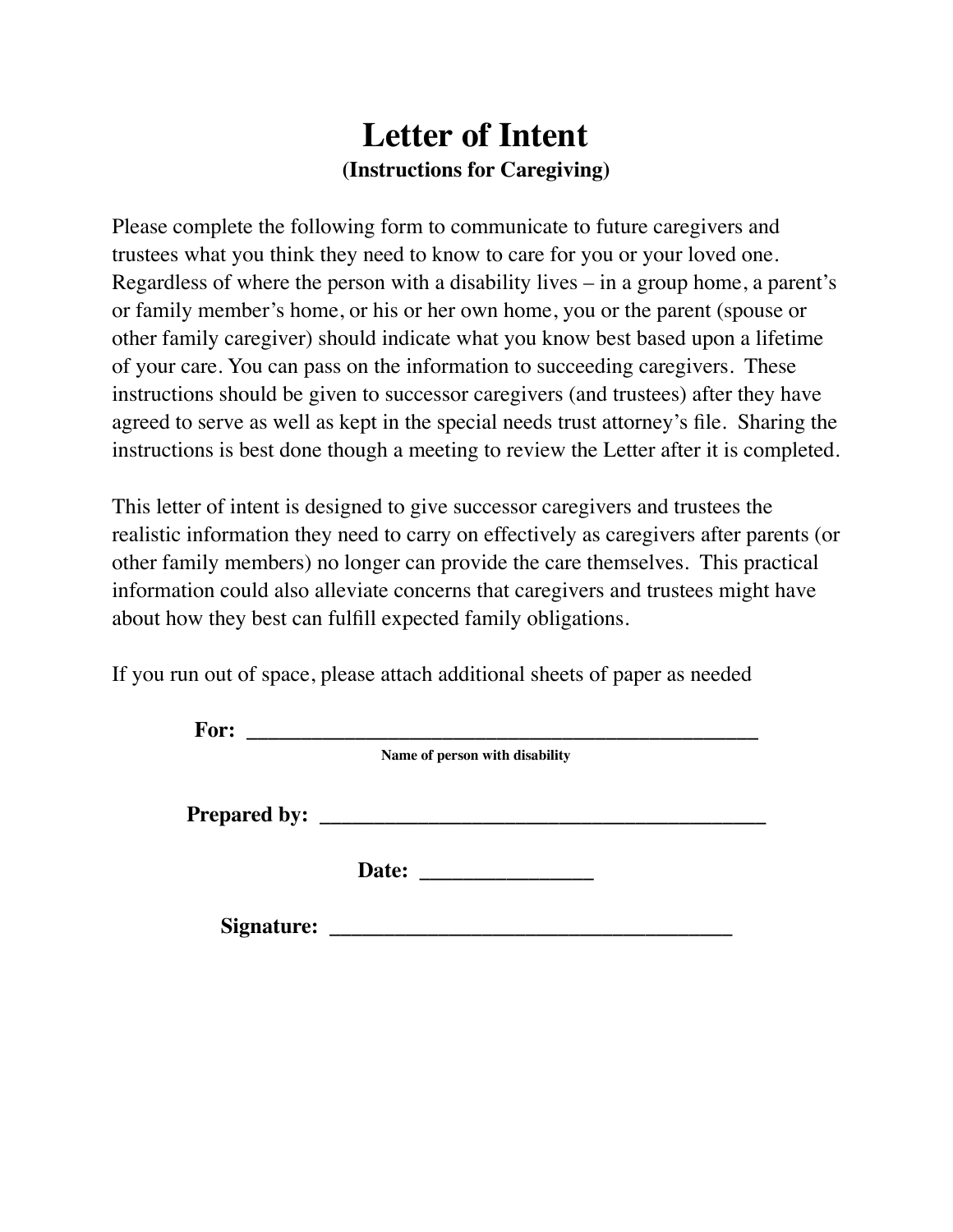# Letter of Intent

**(Instructions for Caregiving)**

Please complete the following form to communicate to future caregivers and trustees what you think they need to know to care for you or your loved one. Regardless of where the person with a disability lives – in a group home, a parent's or family member's home, or his or her own home, you or the parent (spouse or other family caregiver) should indicate what you know best based upon a lifetime of your care. You can pass on the information to succeeding caregivers. These instructions should be given to successor caregivers (and trustees) after they have agreed to serve as well as kept in the special needs trust attorney's file. Sharing the instructions is best done though a meeting to review the Letter after it is completed.

This letter of intent is designed to give successor caregivers and trustees the realistic information they need to carry on effectively as caregivers after parents (or other family members) no longer can provide the care themselves. This practical information could also alleviate concerns that caregivers and trustees might have about how they best can fulfill expected family obligations.

If you run out of space, please attach additional sheets of paper as needed

**For:** _______________________________________________

**Name of person with disability**

**Prepared by:** __________________________________________

**Date:** ________________

**Signature:** _____________________________________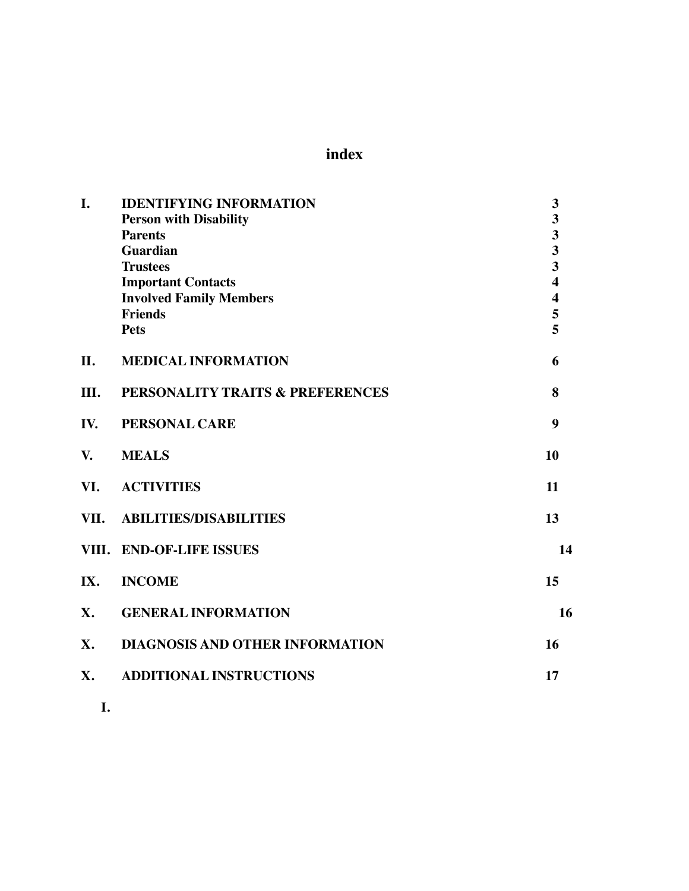# index

| | | |
|---|---|---|
| **I.** | **IDENTIFYING INFORMATION** | **3** |
| | **Person with Disability** | **3** |
| | **Parents** | **3** |
| | **Guardian** | **3** |
| | **Trustees** | **3** |
| | **Important Contacts** | **4** |
| | **Involved Family Members** | **4** |
| | **Friends** | **5** |
| | **Pets** | **5** |
| **II.** | **MEDICAL INFORMATION** | **6** |
| **III.** | **PERSONALITY TRAITS & PREFERENCES** | **8** |
| **IV.** | **PERSONAL CARE** | **9** |
| **V.** | **MEALS** | **10** |
| **VI.** | **ACTIVITIES** | **11** |
| **VII.** | **ABILITIES/DISABILITIES** | **13** |
| **VIII.** | **END-OF-LIFE ISSUES** | **14** |
| **IX.** | **INCOME** | **15** |
| **X.** | **GENERAL INFORMATION** | **16** |
| **X.** | **DIAGNOSIS AND OTHER INFORMATION** | **16** |
| **X.** | **ADDITIONAL INSTRUCTIONS** | **17** |

**I.**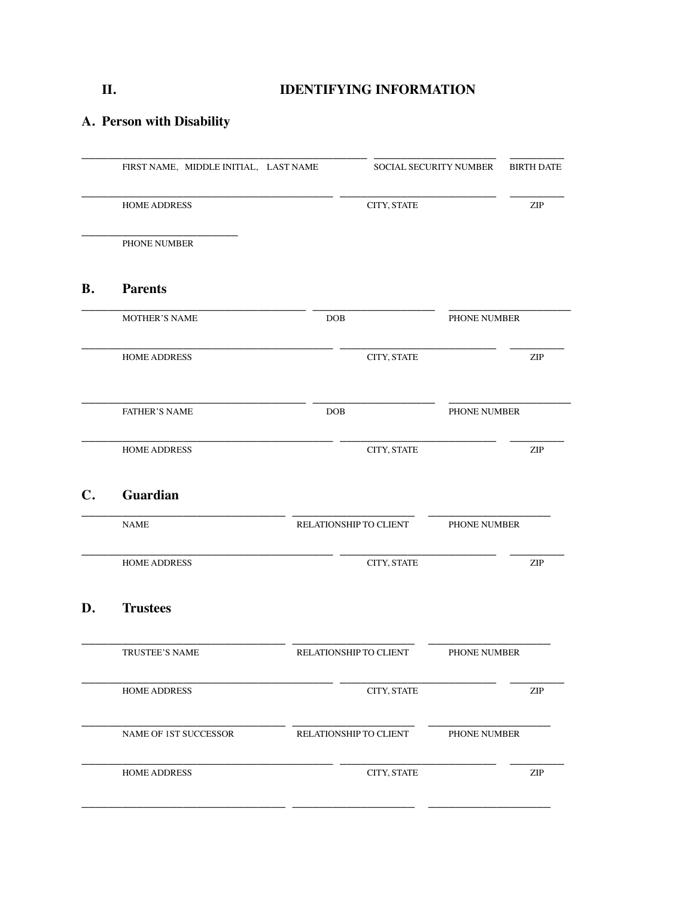# II. IDENTIFYING INFORMATION

## A. Person with Disability

| FIRST NAME, MIDDLE INITIAL, LAST NAME | SOCIAL SECURITY NUMBER | BIRTH DATE |
|---|---|---|
| | | |

| HOME ADDRESS | CITY, STATE | ZIP |
|---|---|---|
| | | |

| PHONE NUMBER |
|---|
| |

## B. Parents

| MOTHER'S NAME | DOB | PHONE NUMBER |
|---|---|---|
| | | |

| HOME ADDRESS | CITY, STATE | ZIP |
|---|---|---|
| | | |

| FATHER'S NAME | DOB | PHONE NUMBER |
|---|---|---|
| | | |

| HOME ADDRESS | CITY, STATE | ZIP |
|---|---|---|
| | | |

## C. Guardian

| NAME | RELATIONSHIP TO CLIENT | PHONE NUMBER |
|---|---|---|
| | | |

| HOME ADDRESS | CITY, STATE | ZIP |
|---|---|---|
| | | |

## D. Trustees

| TRUSTEE'S NAME | RELATIONSHIP TO CLIENT | PHONE NUMBER |
|---|---|---|
| | | |

| HOME ADDRESS | CITY, STATE | ZIP |
|---|---|---|
| | | |

| NAME OF 1ST SUCCESSOR | RELATIONSHIP TO CLIENT | PHONE NUMBER |
|---|---|---|
| | | |

| HOME ADDRESS | CITY, STATE | ZIP |
|---|---|---|
| | | |

| | | |
|---|---|---|
| | | |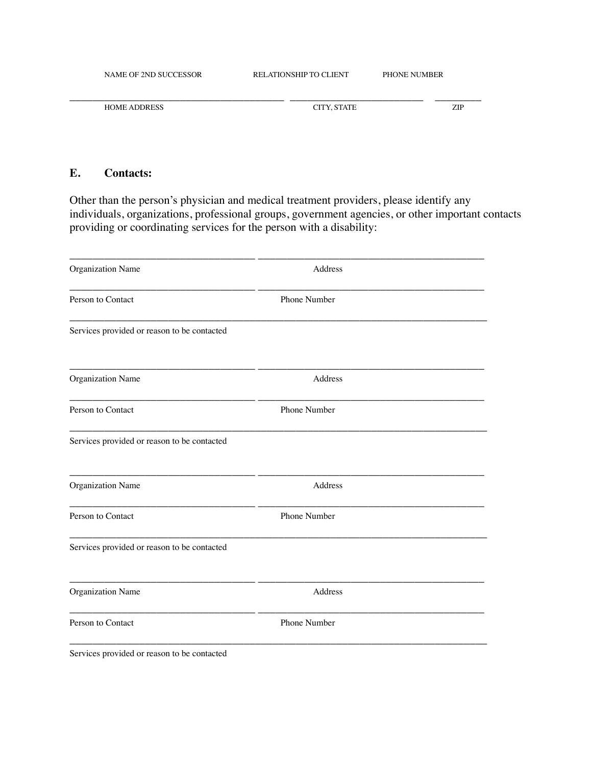NAME OF 2ND SUCCESSOR RELATIONSHIP TO CLIENT PHONE NUMBER

______________________________________________ ____________________________ __________

HOME ADDRESS CITY, STATE ZIP

**E. Contacts:**

Other than the person's physician and medical treatment providers, please identify any individuals, organizations, professional groups, government agencies, or other important contacts providing or coordinating services for the person with a disability:

________________________________________ ________________________________________________

Organization Name Address

________________________________________ ________________________________________________

Person to Contact Phone Number

_________________________________________________________________________________________

Services provided or reason to be contacted

________________________________________ ________________________________________________

Organization Name Address

________________________________________ ________________________________________________

Person to Contact Phone Number

_________________________________________________________________________________________

Services provided or reason to be contacted

________________________________________ ________________________________________________

Organization Name Address

________________________________________ ________________________________________________

Person to Contact Phone Number

_________________________________________________________________________________________

Services provided or reason to be contacted

________________________________________ ________________________________________________

Organization Name Address

________________________________________ ________________________________________________

Person to Contact Phone Number

_________________________________________________________________________________________

Services provided or reason to be contacted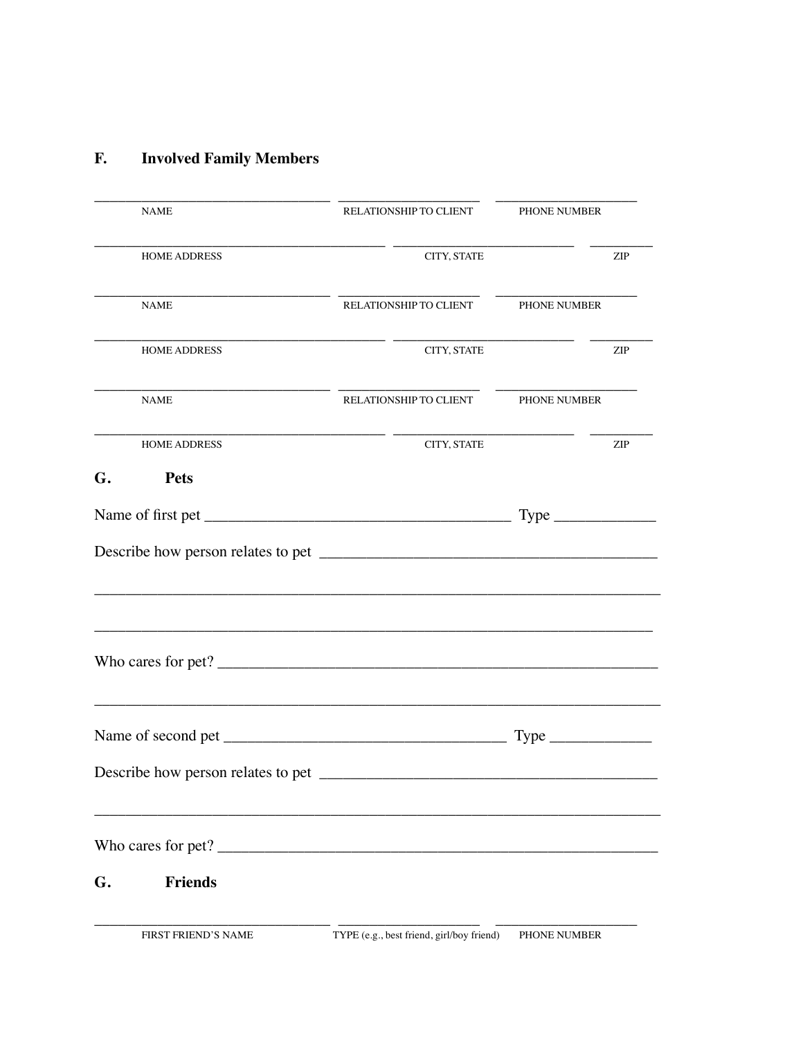## F. Involved Family Members

______________________________ ____________________ ____________________
NAME RELATIONSHIP TO CLIENT PHONE NUMBER

______________________________________ ________________________ _________
HOME ADDRESS CITY, STATE ZIP

______________________________ ____________________ ____________________
NAME RELATIONSHIP TO CLIENT PHONE NUMBER

______________________________________ ________________________ _________
HOME ADDRESS CITY, STATE ZIP

______________________________ ____________________ ____________________
NAME RELATIONSHIP TO CLIENT PHONE NUMBER

______________________________________ ________________________ _________
HOME ADDRESS CITY, STATE ZIP

## G. Pets

Name of first pet ______________________________________ Type _____________

Describe how person relates to pet ___________________________________________

_________________________________________________________________________

_________________________________________________________________________

Who cares for pet? _______________________________________________________

_________________________________________________________________________

Name of second pet ___________________________________ Type _____________

Describe how person relates to pet ___________________________________________

_________________________________________________________________________

Who cares for pet? _______________________________________________________

## G. Friends

______________________________ ____________________ ____________________
FIRST FRIEND'S NAME TYPE (e.g., best friend, girl/boy friend) PHONE NUMBER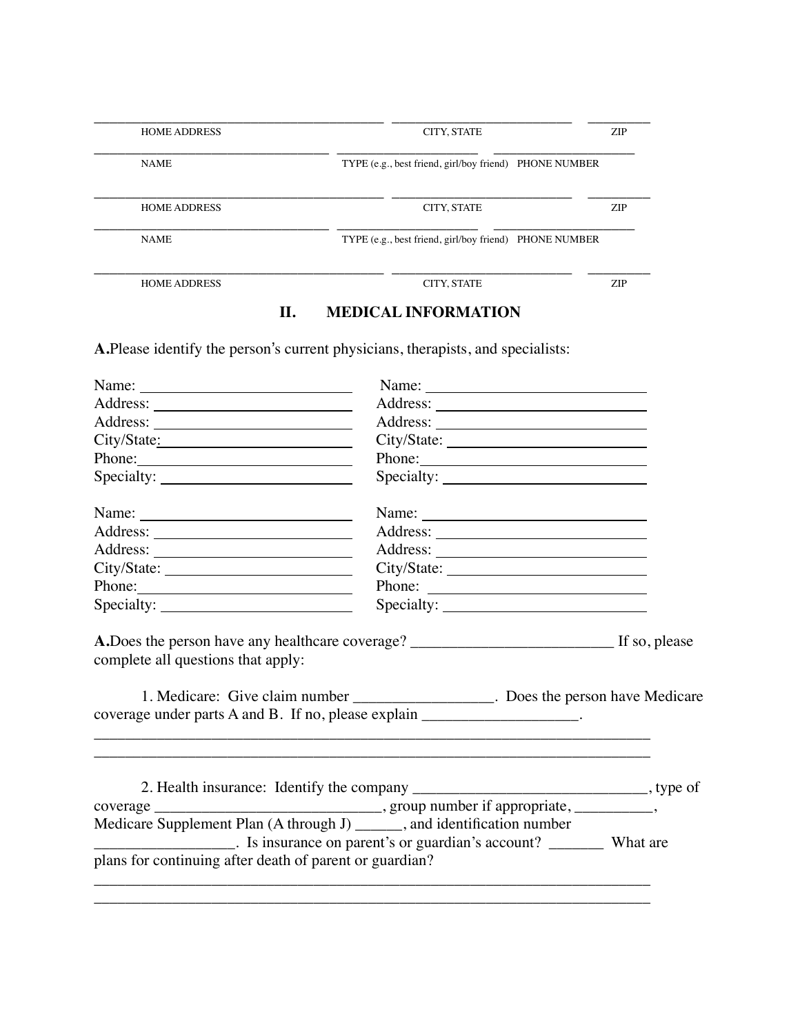_________________________________________ _________________________ _________

HOME ADDRESS CITY, STATE ZIP

_________________________________ ____________________ ____________________

NAME TYPE (e.g., best friend, girl/boy friend) PHONE NUMBER

_________________________________________ _________________________ _________

HOME ADDRESS CITY, STATE ZIP

_________________________________ ____________________ ____________________

NAME TYPE (e.g., best friend, girl/boy friend) PHONE NUMBER

_________________________________________ _________________________ _________

HOME ADDRESS CITY, STATE ZIP

## II. MEDICAL INFORMATION

**A.** Please identify the person's current physicians, therapists, and specialists:

Name: ____________________________ Name: ____________________________
Address: __________________________ Address: __________________________
Address: __________________________ Address: __________________________
City/State: ________________________ City/State: ________________________
Phone: ___________________________ Phone: ___________________________
Specialty: _________________________ Specialty: _________________________

Name: ____________________________ Name: ____________________________
Address: __________________________ Address: __________________________
Address: __________________________ Address: __________________________
City/State: ________________________ City/State: ________________________
Phone: ___________________________ Phone: ___________________________
Specialty: _________________________ Specialty: _________________________

**A.** Does the person have any healthcare coverage? __________________________ If so, please complete all questions that apply:

1. Medicare: Give claim number _________________. Does the person have Medicare coverage under parts A and B. If no, please explain ___________________.

___________________________________________________________________________
___________________________________________________________________________

2. Health insurance: Identify the company _____________________________, type of coverage _____________________________, group number if appropriate, __________, Medicare Supplement Plan (A through J) ______, and identification number _________________. Is insurance on parent's or guardian's account? _______ What are plans for continuing after death of parent or guardian?

___________________________________________________________________________
___________________________________________________________________________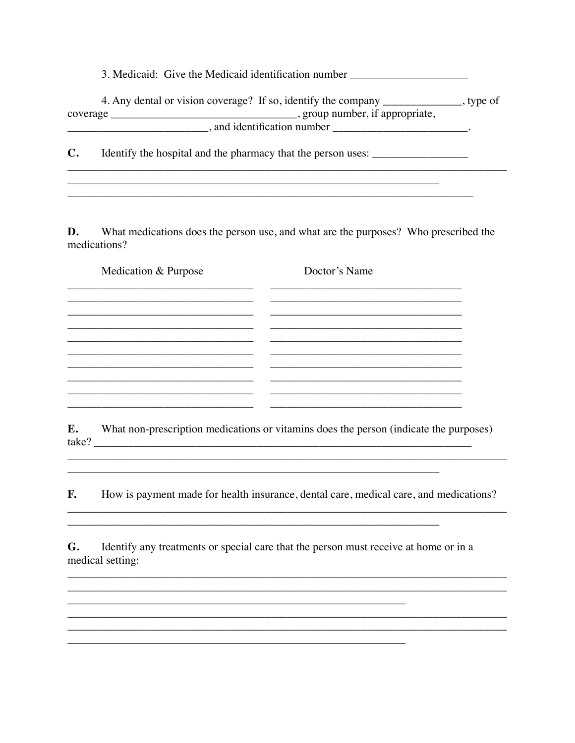3. Medicaid: Give the Medicaid identification number _____________________

4. Any dental or vision coverage? If so, identify the company ______________, type of coverage _________________________________, group number, if appropriate, _________________________, and identification number ________________________.

**C.** Identify the hospital and the pharmacy that the person uses: _________________
_________________________________________________________________________________
_____________________________________________________________________
___________________________________________________________________________

**D.** What medications does the person use, and what are the purposes? Who prescribed the medications?

| Medication & Purpose | Doctor's Name |
| --- | --- |
| ________________________________ | _________________________________ |
| ________________________________ | _________________________________ |
| ________________________________ | _________________________________ |
| ________________________________ | _________________________________ |
| ________________________________ | _________________________________ |
| ________________________________ | _________________________________ |
| ________________________________ | _________________________________ |
| ________________________________ | _________________________________ |
| ________________________________ | _________________________________ |
| ________________________________ | _________________________________ |

**E.** What non-prescription medications or vitamins does the person (indicate the purposes) take? _____________________________________________________________________
_________________________________________________________________________________
_____________________________________________________________________

**F.** How is payment made for health insurance, dental care, medical care, and medications?
_________________________________________________________________________________
_____________________________________________________________________

**G.** Identify any treatments or special care that the person must receive at home or in a medical setting:
_________________________________________________________________________________
_________________________________________________________________________________
______________________________________________________________
_________________________________________________________________________________
_________________________________________________________________________________
______________________________________________________________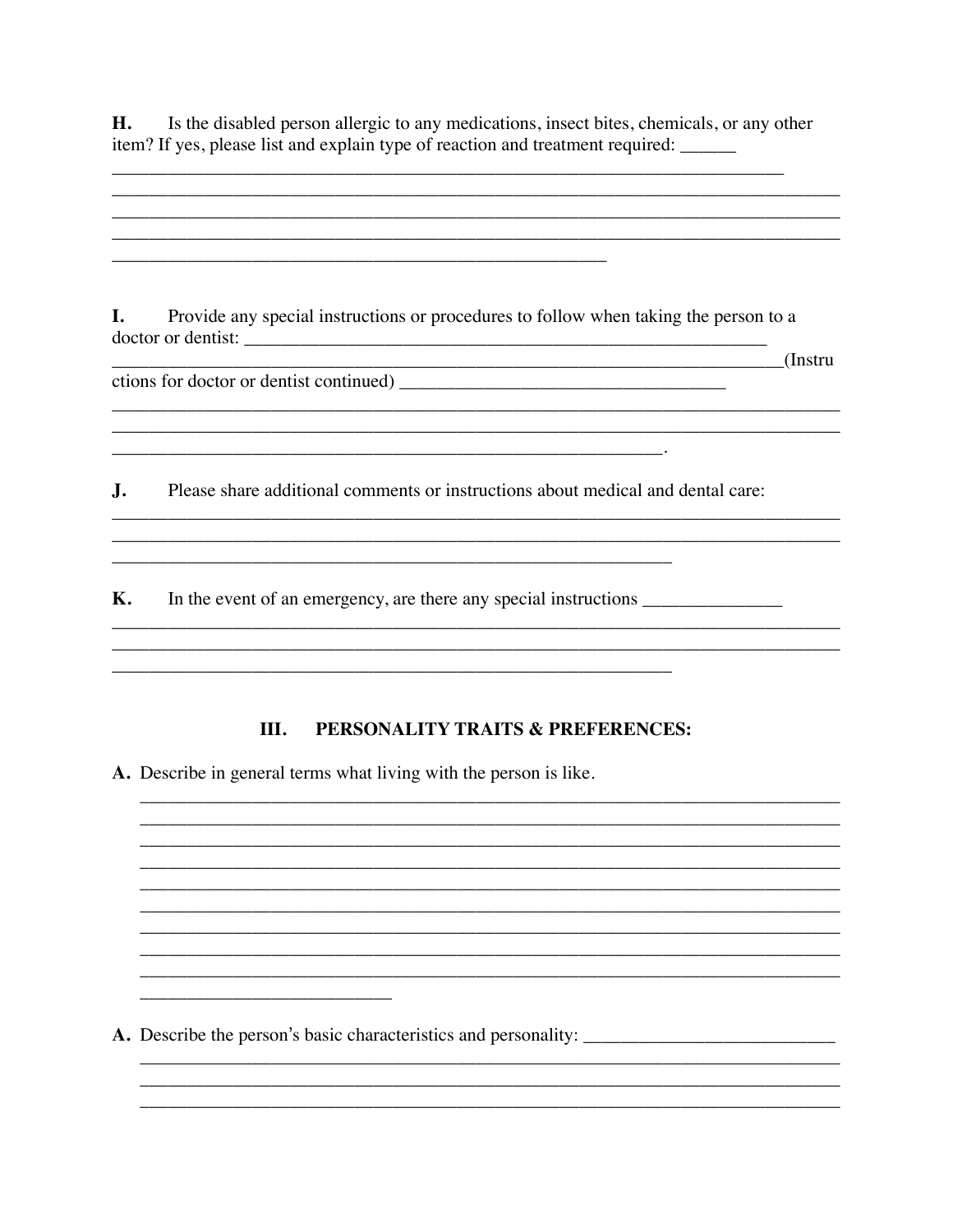**H.** Is the disabled person allergic to any medications, insect bites, chemicals, or any other item? If yes, please list and explain type of reaction and treatment required: ______

_____________________________________________________________________________

_____________________________________________________________________________

_____________________________________________________________________________

_____________________________________________________________________________

_______________________________________________________

**I.** Provide any special instructions or procedures to follow when taking the person to a doctor or dentist: _______________________________________________________________

_____________________________________________________________________________(Instructions for doctor or dentist continued) ____________________________________

_____________________________________________________________________________

_____________________________________________________________________________

_____________________________________________________________.

**J.** Please share additional comments or instructions about medical and dental care:

_____________________________________________________________________________

_____________________________________________________________________________

______________________________________________________________

**K.** In the event of an emergency, are there any special instructions _______________

_____________________________________________________________________________

_____________________________________________________________________________

______________________________________________________________

## III. PERSONALITY TRAITS & PREFERENCES:

**A.** Describe in general terms what living with the person is like.

_____________________________________________________________________________

_____________________________________________________________________________

_____________________________________________________________________________

_____________________________________________________________________________

_____________________________________________________________________________

_____________________________________________________________________________

_____________________________________________________________________________

_____________________________________________________________________________

_____________________________________________________________________________

____________________________

**A.** Describe the person's basic characteristics and personality: ___________________________

_____________________________________________________________________________

_____________________________________________________________________________

_____________________________________________________________________________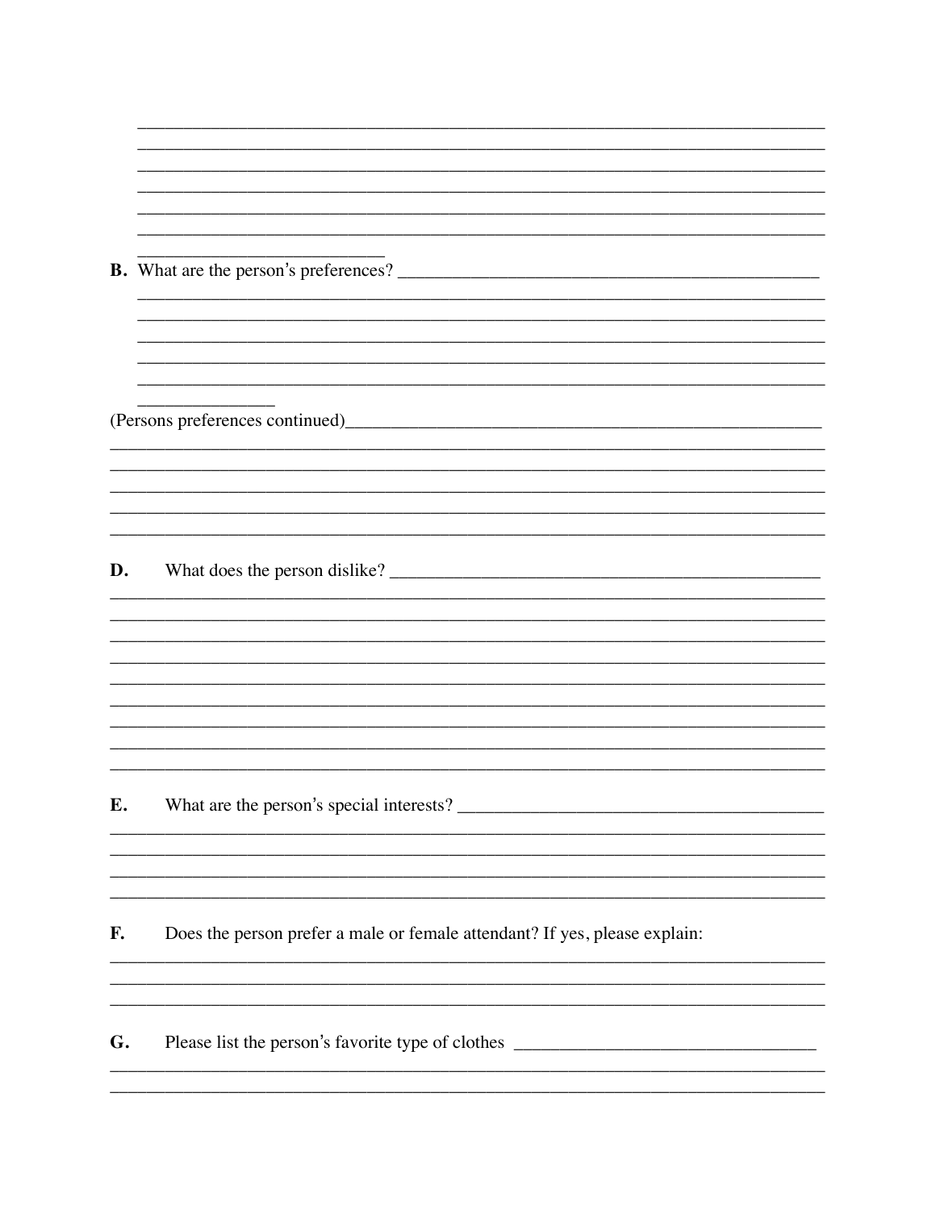**B.** What are the person's preferences?

(Persons preferences continued)

**D.** What does the person dislike?

**E.** What are the person's special interests?

**F.** Does the person prefer a male or female attendant? If yes, please explain:

**G.** Please list the person's favorite type of clothes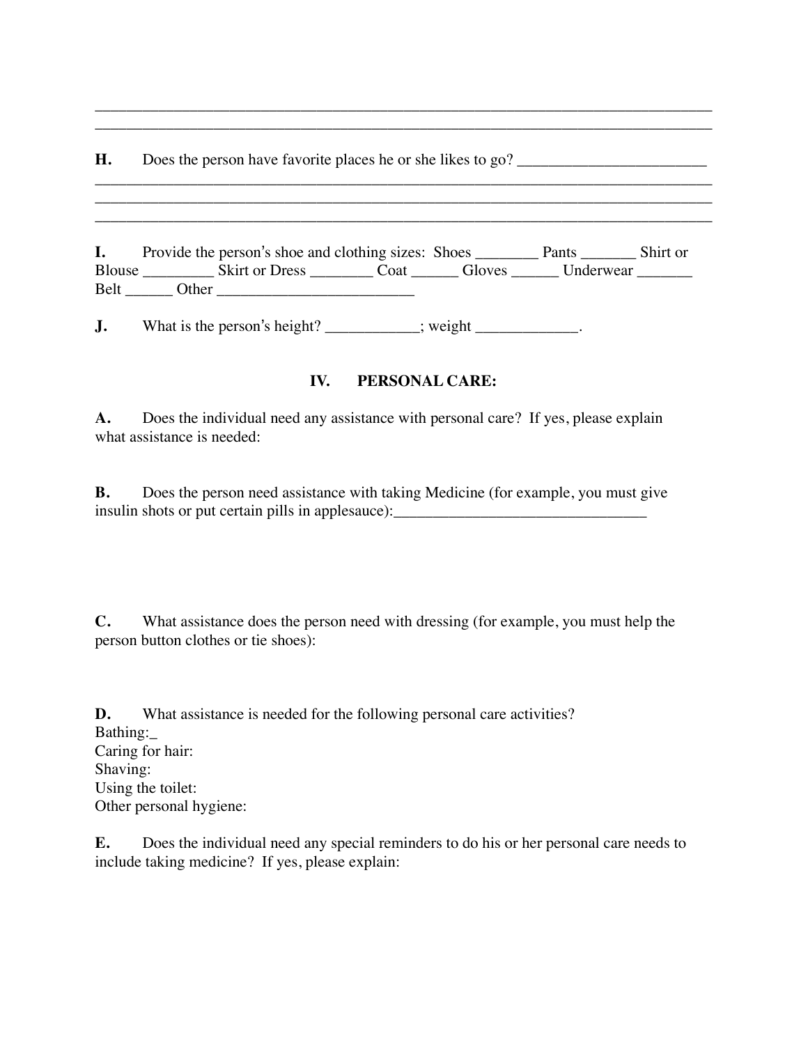\_\_\_\_\_\_\_\_\_\_\_\_\_\_\_\_\_\_\_\_\_\_\_\_\_\_\_\_\_\_\_\_\_\_\_\_\_\_\_\_\_\_\_\_\_\_\_\_\_\_\_\_\_\_\_\_\_\_\_\_\_\_\_\_\_\_\_\_\_\_\_\_\_\_\_\_
\_\_\_\_\_\_\_\_\_\_\_\_\_\_\_\_\_\_\_\_\_\_\_\_\_\_\_\_\_\_\_\_\_\_\_\_\_\_\_\_\_\_\_\_\_\_\_\_\_\_\_\_\_\_\_\_\_\_\_\_\_\_\_\_\_\_\_\_\_\_\_\_\_\_\_\_

**H.** Does the person have favorite places he or she likes to go? \_\_\_\_\_\_\_\_\_\_\_\_\_\_\_\_\_\_\_\_\_\_\_\_
\_\_\_\_\_\_\_\_\_\_\_\_\_\_\_\_\_\_\_\_\_\_\_\_\_\_\_\_\_\_\_\_\_\_\_\_\_\_\_\_\_\_\_\_\_\_\_\_\_\_\_\_\_\_\_\_\_\_\_\_\_\_\_\_\_\_\_\_\_\_\_\_\_\_\_\_
\_\_\_\_\_\_\_\_\_\_\_\_\_\_\_\_\_\_\_\_\_\_\_\_\_\_\_\_\_\_\_\_\_\_\_\_\_\_\_\_\_\_\_\_\_\_\_\_\_\_\_\_\_\_\_\_\_\_\_\_\_\_\_\_\_\_\_\_\_\_\_\_\_\_\_\_
\_\_\_\_\_\_\_\_\_\_\_\_\_\_\_\_\_\_\_\_\_\_\_\_\_\_\_\_\_\_\_\_\_\_\_\_\_\_\_\_\_\_\_\_\_\_\_\_\_\_\_\_\_\_\_\_\_\_\_\_\_\_\_\_\_\_\_\_\_\_\_\_\_\_\_\_

**I.** Provide the person's shoe and clothing sizes: Shoes \_\_\_\_\_\_\_\_ Pants \_\_\_\_\_\_\_ Shirt or Blouse \_\_\_\_\_\_\_\_\_ Skirt or Dress \_\_\_\_\_\_\_\_ Coat \_\_\_\_\_\_ Gloves \_\_\_\_\_\_ Underwear \_\_\_\_\_\_\_ Belt \_\_\_\_\_\_ Other \_\_\_\_\_\_\_\_\_\_\_\_\_\_\_\_\_\_\_\_\_\_\_\_\_

**J.** What is the person's height? \_\_\_\_\_\_\_\_\_\_\_\_; weight \_\_\_\_\_\_\_\_\_\_\_\_\_.

## IV. PERSONAL CARE:

**A.** Does the individual need any assistance with personal care? If yes, please explain what assistance is needed:

**B.** Does the person need assistance with taking Medicine (for example, you must give insulin shots or put certain pills in applesauce):\_\_\_\_\_\_\_\_\_\_\_\_\_\_\_\_\_\_\_\_\_\_\_\_\_\_\_\_\_\_\_\_\_

**C.** What assistance does the person need with dressing (for example, you must help the person button clothes or tie shoes):

**D.** What assistance is needed for the following personal care activities?
Bathing:\_
Caring for hair:
Shaving:
Using the toilet:
Other personal hygiene:

**E.** Does the individual need any special reminders to do his or her personal care needs to include taking medicine? If yes, please explain: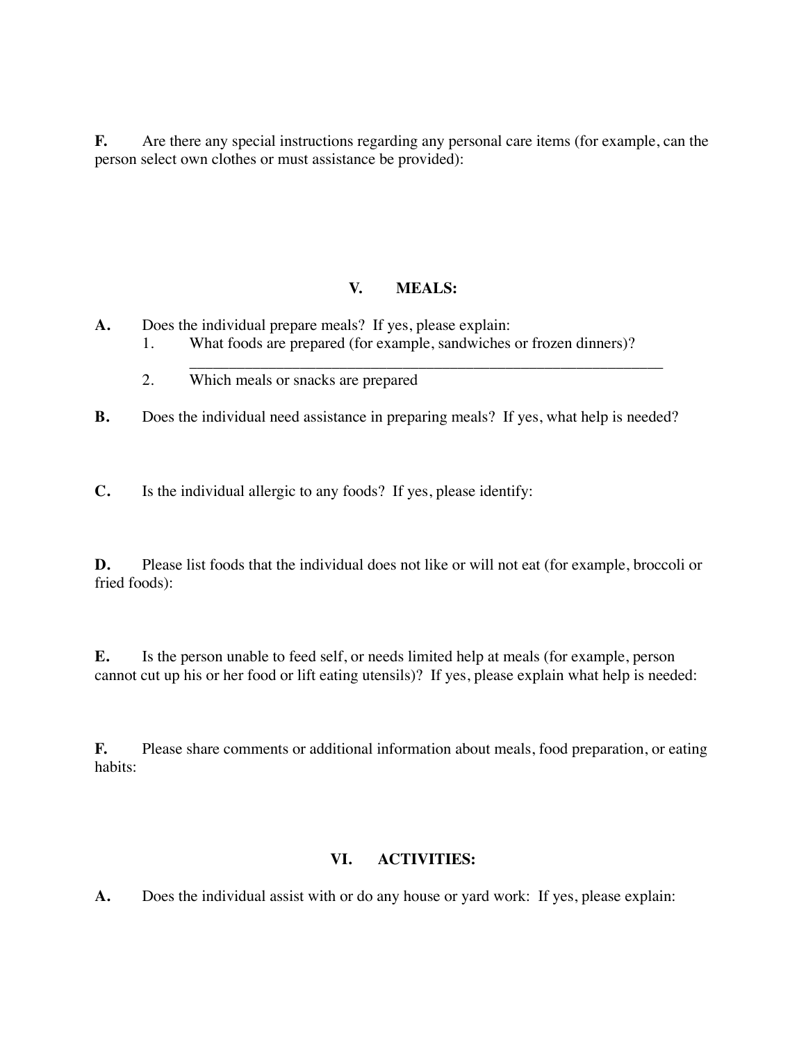**F.** Are there any special instructions regarding any personal care items (for example, can the person select own clothes or must assistance be provided):

## V. MEALS:

**A.** Does the individual prepare meals? If yes, please explain:

1. What foods are prepared (for example, sandwiches or frozen dinners)?
   ____________________________________________________________
2. Which meals or snacks are prepared

**B.** Does the individual need assistance in preparing meals? If yes, what help is needed?

**C.** Is the individual allergic to any foods? If yes, please identify:

**D.** Please list foods that the individual does not like or will not eat (for example, broccoli or fried foods):

**E.** Is the person unable to feed self, or needs limited help at meals (for example, person cannot cut up his or her food or lift eating utensils)? If yes, please explain what help is needed:

**F.** Please share comments or additional information about meals, food preparation, or eating habits:

## VI. ACTIVITIES:

**A.** Does the individual assist with or do any house or yard work: If yes, please explain: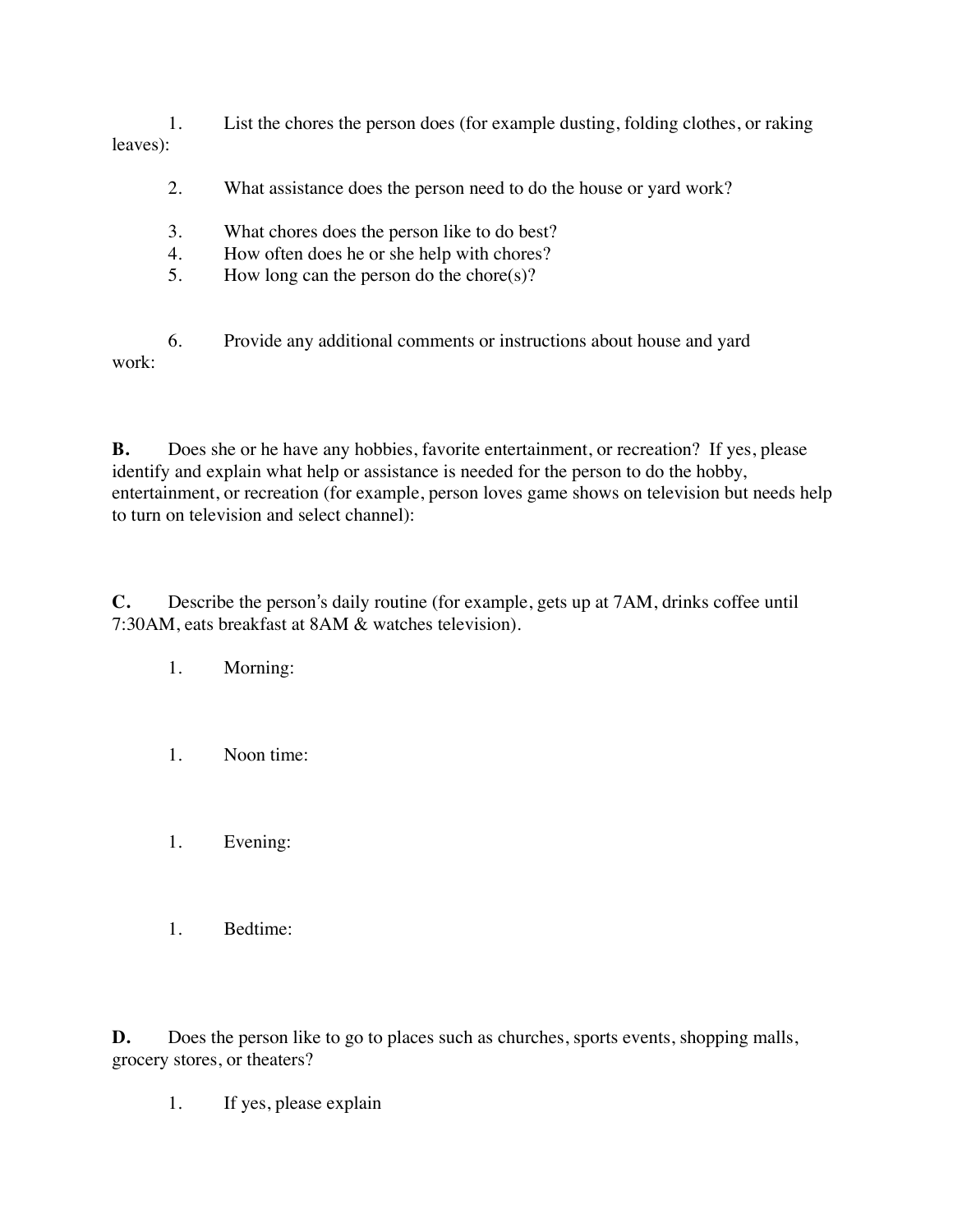1. List the chores the person does (for example dusting, folding clothes, or raking leaves):

2. What assistance does the person need to do the house or yard work?

3. What chores does the person like to do best?
4. How often does he or she help with chores?
5. How long can the person do the chore(s)?

6. Provide any additional comments or instructions about house and yard work:

**B.** Does she or he have any hobbies, favorite entertainment, or recreation? If yes, please identify and explain what help or assistance is needed for the person to do the hobby, entertainment, or recreation (for example, person loves game shows on television but needs help to turn on television and select channel):

**C.** Describe the person's daily routine (for example, gets up at 7AM, drinks coffee until 7:30AM, eats breakfast at 8AM & watches television).

1. Morning:

1. Noon time:

1. Evening:

1. Bedtime:

**D.** Does the person like to go to places such as churches, sports events, shopping malls, grocery stores, or theaters?

1. If yes, please explain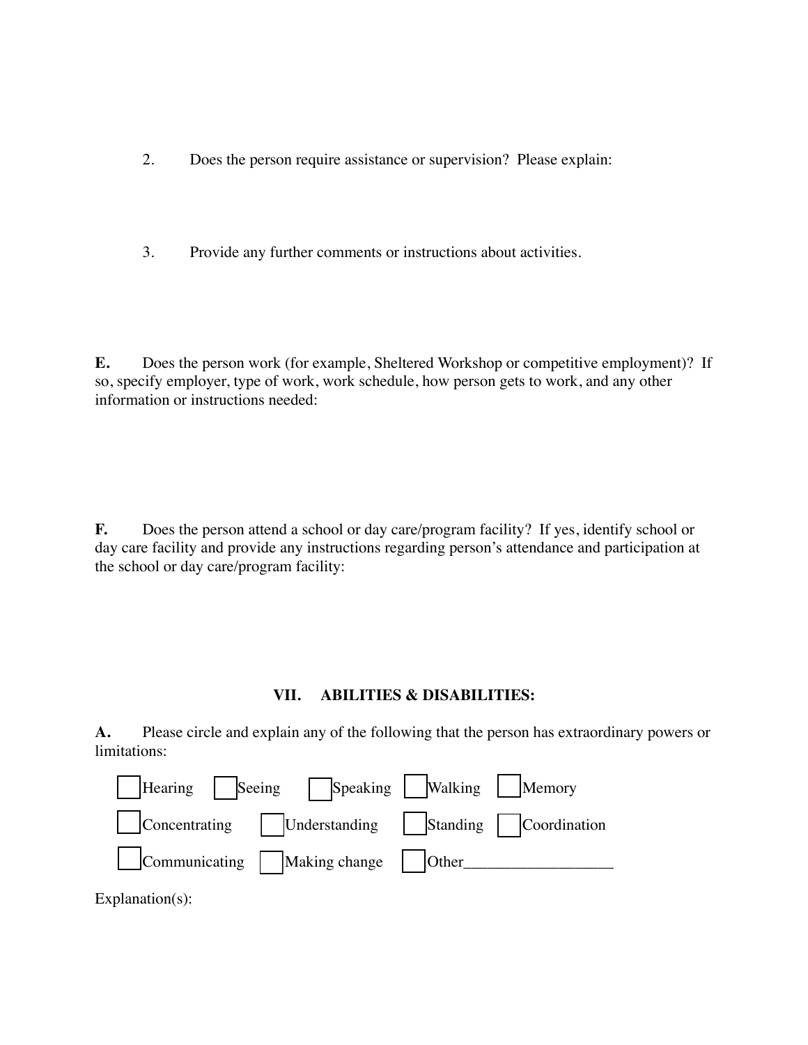2. Does the person require assistance or supervision? Please explain:

3. Provide any further comments or instructions about activities.

**E.** Does the person work (for example, Sheltered Workshop or competitive employment)? If so, specify employer, type of work, work schedule, how person gets to work, and any other information or instructions needed:

**F.** Does the person attend a school or day care/program facility? If yes, identify school or day care facility and provide any instructions regarding person's attendance and participation at the school or day care/program facility:

## VII. ABILITIES & DISABILITIES:

**A.** Please circle and explain any of the following that the person has extraordinary powers or limitations:

- [ ] Hearing
- [ ] Seeing
- [ ] Speaking
- [ ] Walking
- [ ] Memory
- [ ] Concentrating
- [ ] Understanding
- [ ] Standing
- [ ] Coordination
- [ ] Communicating
- [ ] Making change
- [ ] Other___________________

Explanation(s):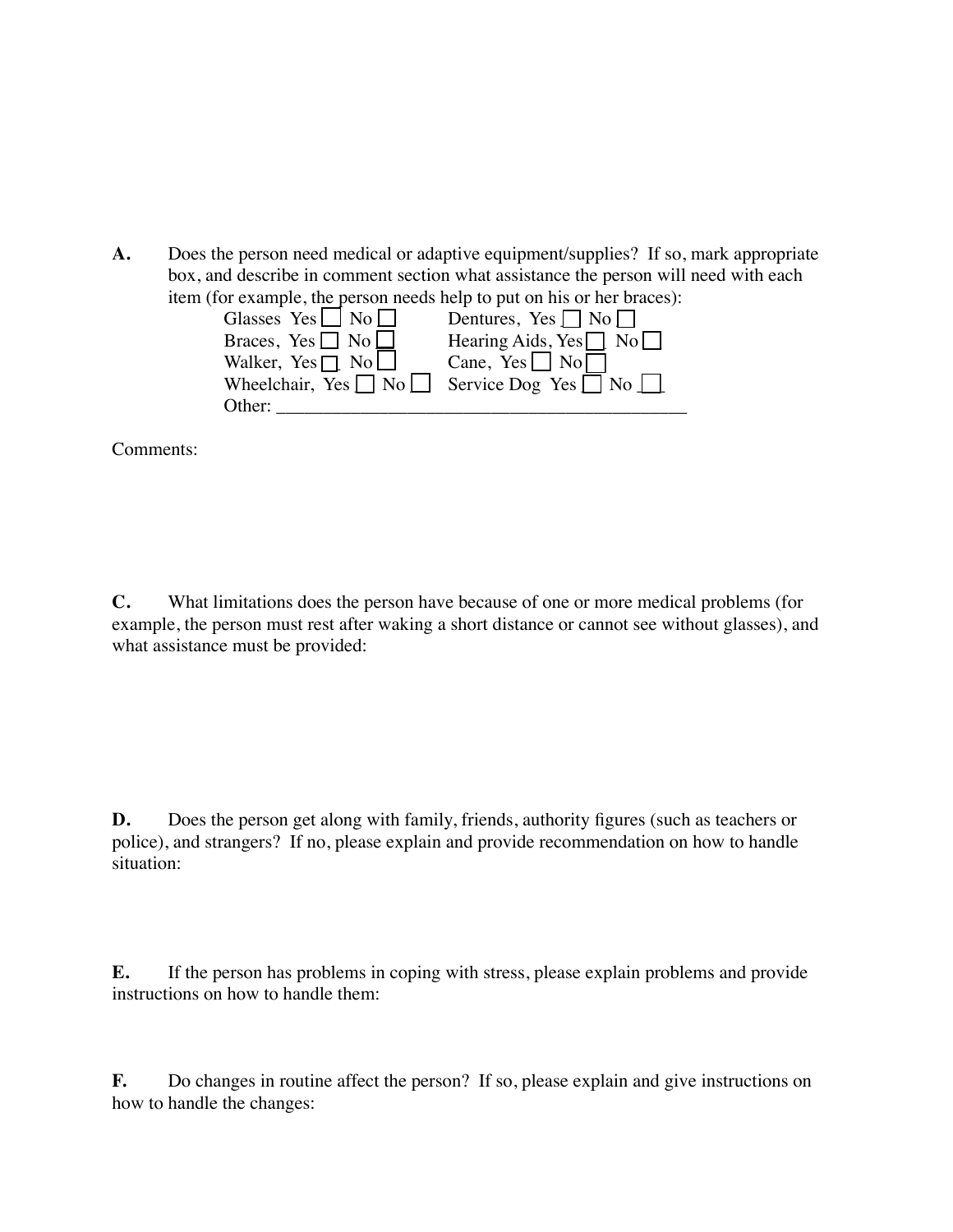**A.** Does the person need medical or adaptive equipment/supplies? If so, mark appropriate box, and describe in comment section what assistance the person will need with each item (for example, the person needs help to put on his or her braces):

Glasses Yes ☐ No ☐ Dentures, Yes ☐ No ☐
Braces, Yes ☐ No ☐ Hearing Aids, Yes ☐ No ☐
Walker, Yes ☐ No ☐ Cane, Yes ☐ No ☐
Wheelchair, Yes ☐ No ☐ Service Dog Yes ☐ No ☐
Other: ____________________________________________

Comments:

**C.** What limitations does the person have because of one or more medical problems (for example, the person must rest after waking a short distance or cannot see without glasses), and what assistance must be provided:

**D.** Does the person get along with family, friends, authority figures (such as teachers or police), and strangers? If no, please explain and provide recommendation on how to handle situation:

**E.** If the person has problems in coping with stress, please explain problems and provide instructions on how to handle them:

**F.** Do changes in routine affect the person? If so, please explain and give instructions on how to handle the changes: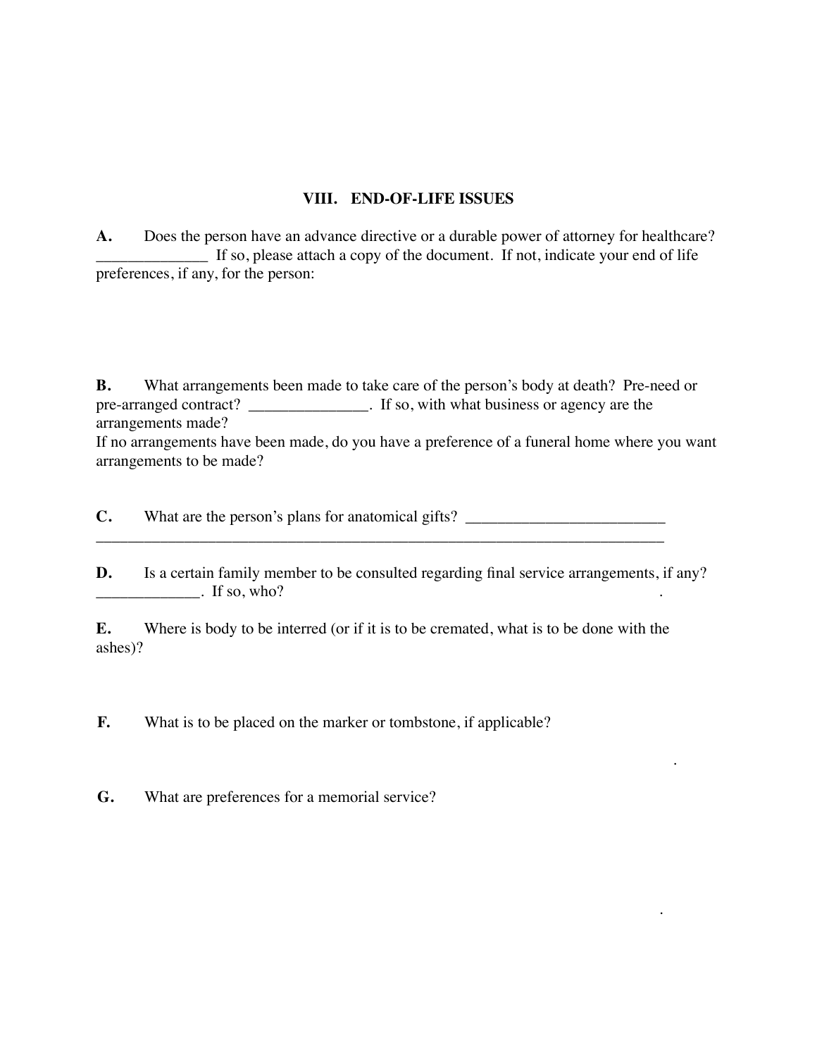## VIII. END-OF-LIFE ISSUES

**A.** Does the person have an advance directive or a durable power of attorney for healthcare? ______________ If so, please attach a copy of the document. If not, indicate your end of life preferences, if any, for the person:

**B.** What arrangements been made to take care of the person's body at death? Pre-need or pre-arranged contract? _______________. If so, with what business or agency are the arrangements made?
If no arrangements have been made, do you have a preference of a funeral home where you want arrangements to be made?

**C.** What are the person's plans for anatomical gifts? _________________________
_____________________________________________________________________________

**D.** Is a certain family member to be consulted regarding final service arrangements, if any? _____________. If so, who? .

**E.** Where is body to be interred (or if it is to be cremated, what is to be done with the ashes)?

**F.** What is to be placed on the marker or tombstone, if applicable?

.

**G.** What are preferences for a memorial service?

.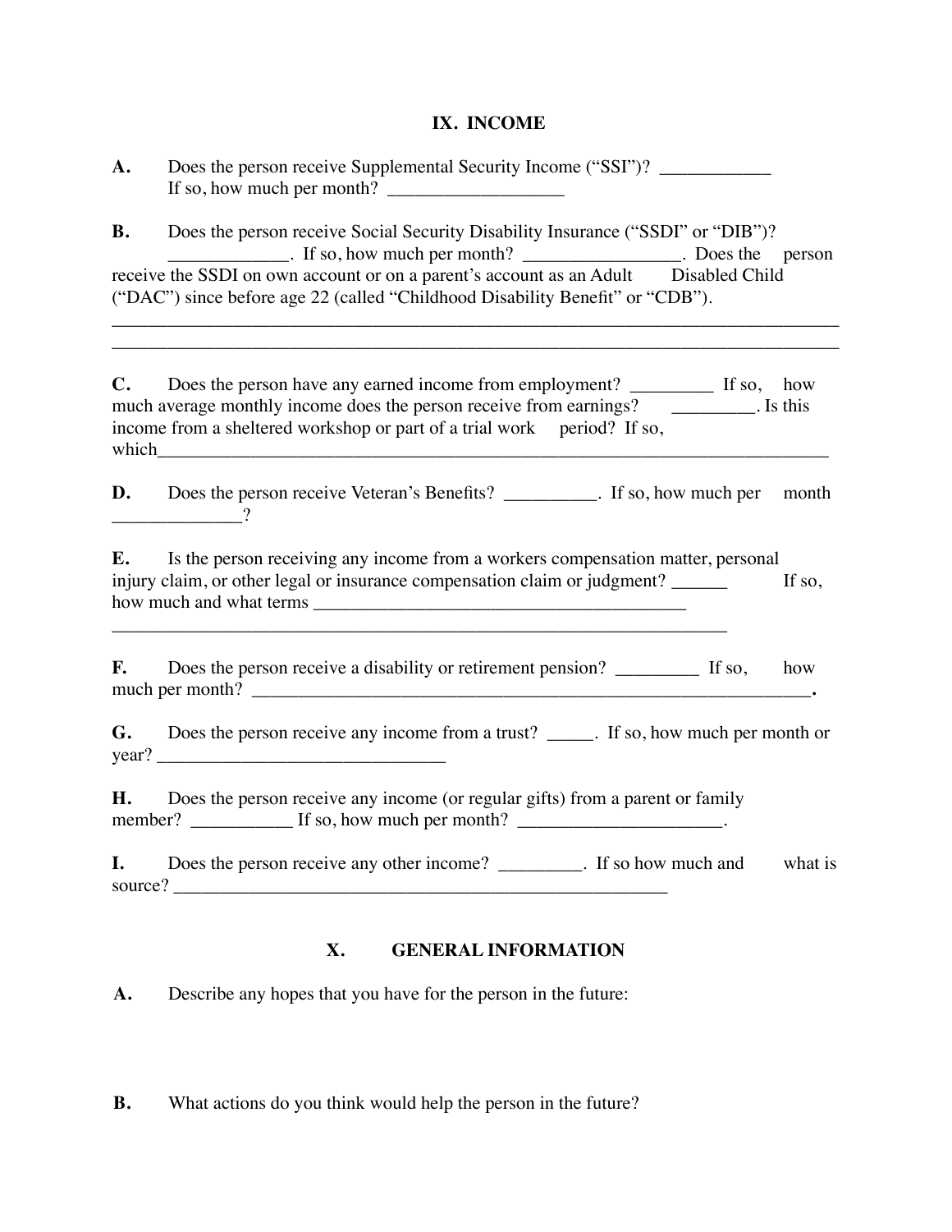## IX. INCOME

**A.** Does the person receive Supplemental Security Income ("SSI")? ____________ If so, how much per month? ___________________

**B.** Does the person receive Social Security Disability Insurance ("SSDI" or "DIB")? _____________. If so, how much per month? _________________. Does the person receive the SSDI on own account or on a parent's account as an Adult Disabled Child ("DAC") since before age 22 (called "Childhood Disability Benefit" or "CDB").
________________________________________________________________________________
________________________________________________________________________________

**C.** Does the person have any earned income from employment? _________ If so, how much average monthly income does the person receive from earnings? _________. Is this income from a sheltered workshop or part of a trial work period? If so, which_______________________________________________________________________

**D.** Does the person receive Veteran's Benefits? __________. If so, how much per month ______________?

**E.** Is the person receiving any income from a workers compensation matter, personal injury claim, or other legal or insurance compensation claim or judgment? ______ If so, how much and what terms _________________________________________
____________________________________________________________________

**F.** Does the person receive a disability or retirement pension? _________ If so, how much per month? _________________________________________________________________.

**G.** Does the person receive any income from a trust? _____. If so, how much per month or year? ________________________________

**H.** Does the person receive any income (or regular gifts) from a parent or family member? ___________ If so, how much per month? ______________________.

**I.** Does the person receive any other income? _________. If so how much and what is source? ______________________________________________________

## X. GENERAL INFORMATION

**A.** Describe any hopes that you have for the person in the future:

**B.** What actions do you think would help the person in the future?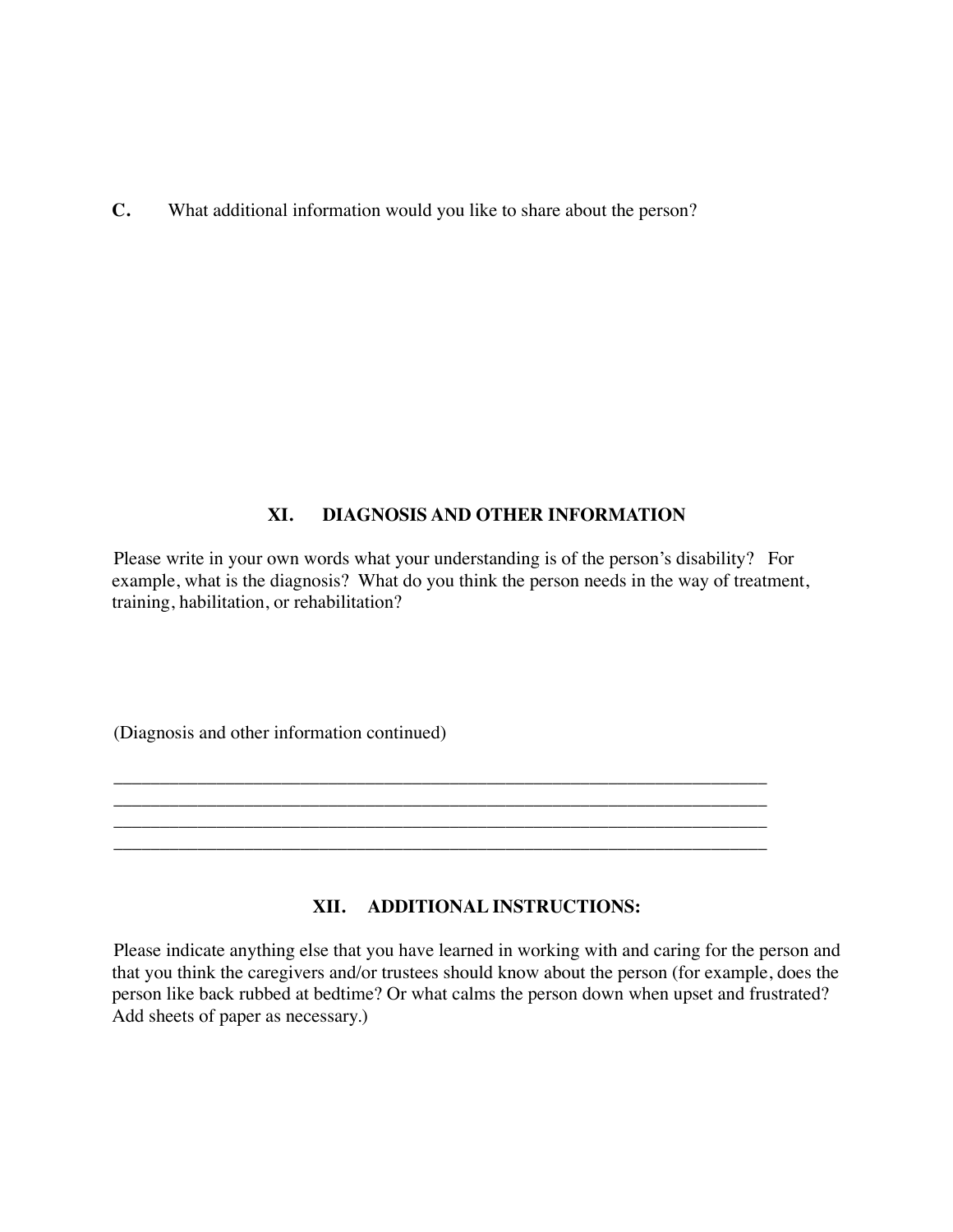**C.** What additional information would you like to share about the person?

## XI. DIAGNOSIS AND OTHER INFORMATION

Please write in your own words what your understanding is of the person's disability? For example, what is the diagnosis? What do you think the person needs in the way of treatment, training, habilitation, or rehabilitation?

(Diagnosis and other information continued)

_________________________________________________________________________
_________________________________________________________________________
_________________________________________________________________________
_________________________________________________________________________

## XII. ADDITIONAL INSTRUCTIONS:

Please indicate anything else that you have learned in working with and caring for the person and that you think the caregivers and/or trustees should know about the person (for example, does the person like back rubbed at bedtime? Or what calms the person down when upset and frustrated? Add sheets of paper as necessary.)